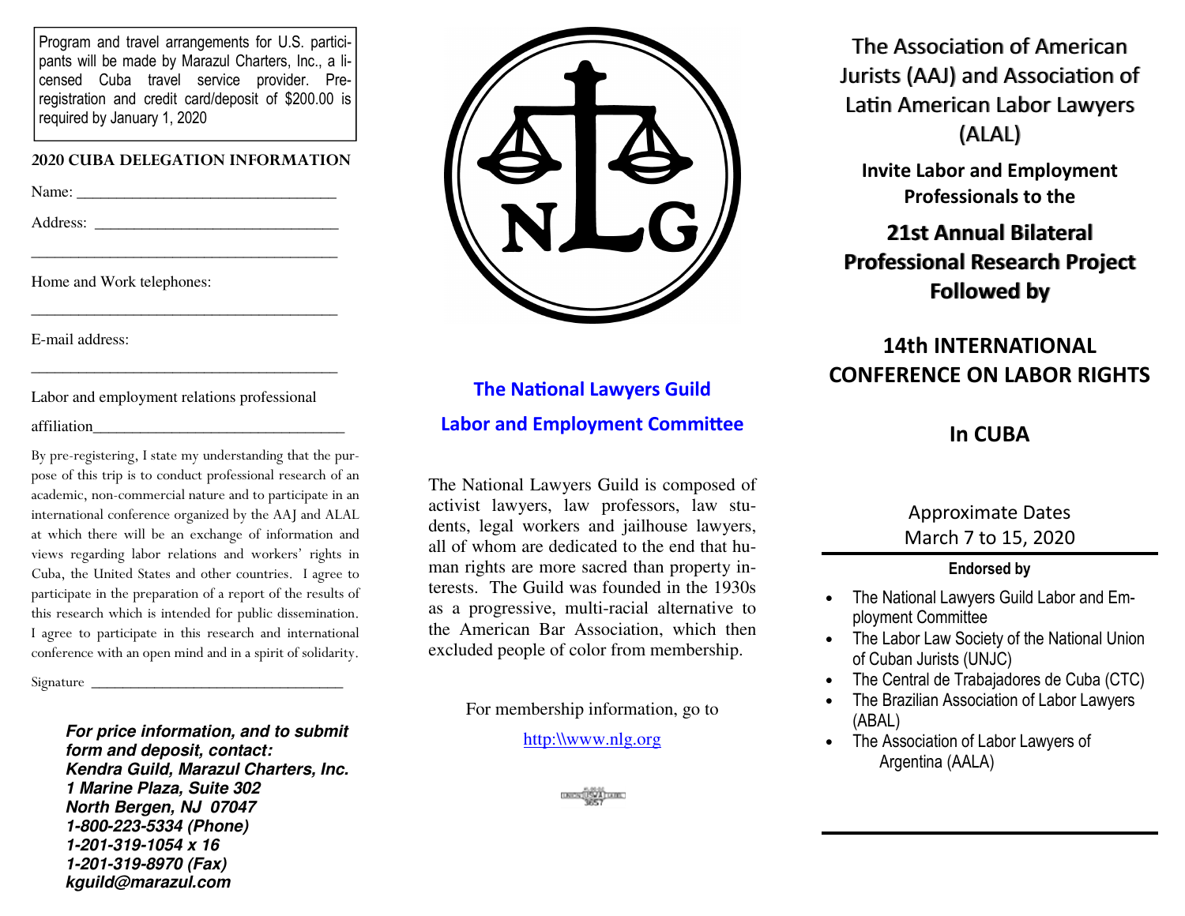Program and travel arrangements for U.S. participants will be made by Marazul Charters, Inc., a licensed Cuba travel service provider. Pre-registration and credit card/deposit of $200.00 is required by January 1, 2020

## 2020 CUBA DELEGATION INFORMATION

Name: ________________________________

Address: ______________________________

______________________________________

Home and Work telephones:

______________________________________

E-mail address:

______________________________________

Labor and employment relations professional affiliation______________________________

By pre-registering, I state my understanding that the purpose of this trip is to conduct professional research of an academic, non-commercial nature and to participate in an international conference organized by the AAJ and ALAL at which there will be an exchange of information and views regarding labor relations and workers' rights in Cuba, the United States and other countries. I agree to participate in the preparation of a report of the results of this research which is intended for public dissemination. I agree to participate in this research and international conference with an open mind and in a spirit of solidarity.

Signature ________________________________

***For price information, and to submit form and deposit, contact:***
***Kendra Guild, Marazul Charters, Inc.***
***1 Marine Plaza, Suite 302***
***North Bergen, NJ 07047***
***1-800-223-5334 (Phone)***
***1-201-319-1054 x 16***
***1-201-319-8970 (Fax)***
***kguild@marazul.com***

NLG

## The National Lawyers Guild
## Labor and Employment Committee

The National Lawyers Guild is composed of activist lawyers, law professors, law students, legal workers and jailhouse lawyers, all of whom are dedicated to the end that human rights are more sacred than property interests. The Guild was founded in the 1930s as a progressive, multi-racial alternative to the American Bar Association, which then excluded people of color from membership.

For membership information, go to

http:\\www.nlg.org

# The Association of American Jurists (AAJ) and Association of Latin American Labor Lawyers (ALAL)

**Invite Labor and Employment Professionals to the**

## 21st Annual Bilateral Professional Research Project Followed by

## 14th INTERNATIONAL CONFERENCE ON LABOR RIGHTS

## In CUBA

Approximate Dates
March 7 to 15, 2020

**Endorsed by**

- The National Lawyers Guild Labor and Employment Committee
- The Labor Law Society of the National Union of Cuban Jurists (UNJC)
- The Central de Trabajadores de Cuba (CTC)
- The Brazilian Association of Labor Lawyers (ABAL)
- The Association of Labor Lawyers of Argentina (AALA)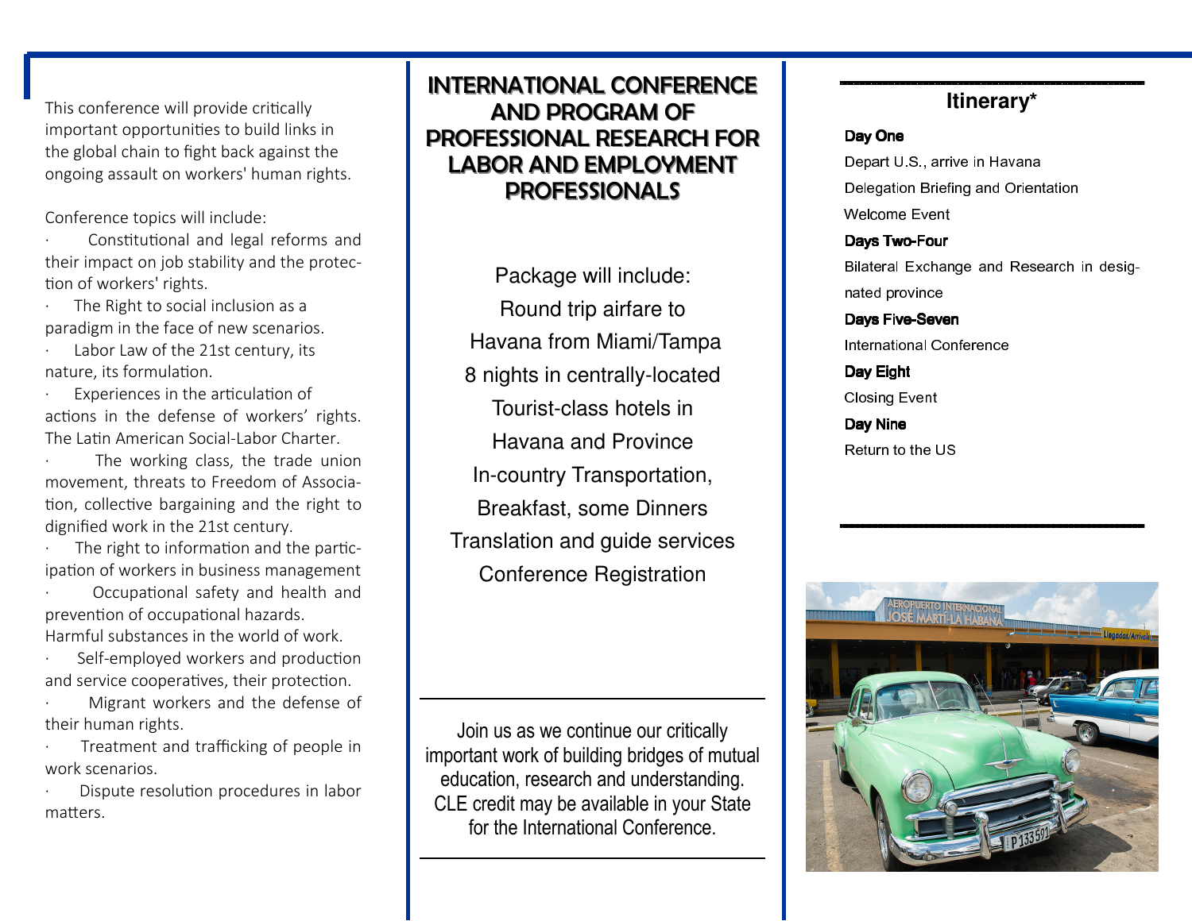This conference will provide critically important opportunities to build links in the global chain to fight back against the ongoing assault on workers' human rights.

Conference topics will include:

- Constitutional and legal reforms and their impact on job stability and the protection of workers' rights.
- The Right to social inclusion as a paradigm in the face of new scenarios.
- Labor Law of the 21st century, its nature, its formulation.
- Experiences in the articulation of actions in the defense of workers' rights. The Latin American Social-Labor Charter.
- The working class, the trade union movement, threats to Freedom of Association, collective bargaining and the right to dignified work in the 21st century.
- The right to information and the participation of workers in business management
- Occupational safety and health and prevention of occupational hazards. Harmful substances in the world of work.
- Self-employed workers and production and service cooperatives, their protection.
- Migrant workers and the defense of their human rights.
- Treatment and trafficking of people in work scenarios.
- Dispute resolution procedures in labor matters.

# INTERNATIONAL CONFERENCE AND PROGRAM OF PROFESSIONAL RESEARCH FOR LABOR AND EMPLOYMENT PROFESSIONALS

Package will include:
Round trip airfare to Havana from Miami/Tampa
8 nights in centrally-located Tourist-class hotels in Havana and Province
In-country Transportation, Breakfast, some Dinners
Translation and guide services
Conference Registration

---

Join us as we continue our critically important work of building bridges of mutual education, research and understanding. CLE credit may be available in your State for the International Conference.

---

## Itinerary*

**Day One**

Depart U.S., arrive in Havana

Delegation Briefing and Orientation

Welcome Event

**Days Two-Four**

Bilateral Exchange and Research in designated province

**Days Five-Seven**

International Conference

**Day Eight**

Closing Event

**Day Nine**

Return to the US